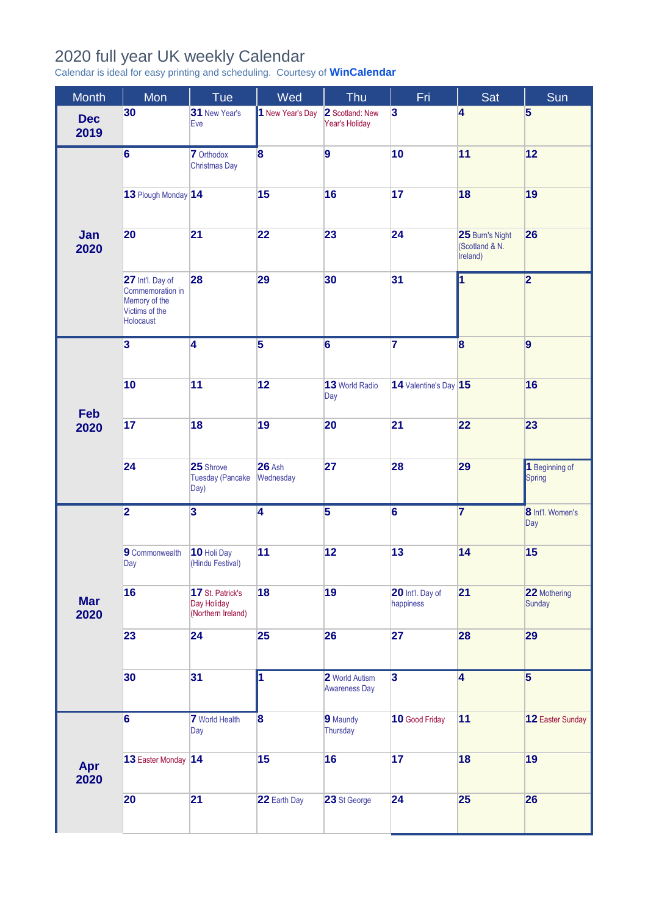# 2020 full year UK weekly Calendar

Calendar is ideal for easy printing and scheduling. Courtesy of **WinCalendar**

| Month | Mon | Tue | Wed | Thu | Fri | Sat | Sun |
|---|---|---|---|---|---|---|---|
| **Dec 2019** | **30** | **31** New Year's Eve | **1** New Year's Day | **2** Scotland: New Year's Holiday | **3** | **4** | **5** |
| **Jan 2020** | **6** | **7** Orthodox Christmas Day | **8** | **9** | **10** | **11** | **12** |
| | **13** Plough Monday | **14** | **15** | **16** | **17** | **18** | **19** |
| | **20** | **21** | **22** | **23** | **24** | **25** Burn's Night (Scotland & N. Ireland) | **26** |
| | **27** Int'l. Day of Commemoration in Memory of the Victims of the Holocaust | **28** | **29** | **30** | **31** | **1** | **2** |
| **Feb 2020** | **3** | **4** | **5** | **6** | **7** | **8** | **9** |
| | **10** | **11** | **12** | **13** World Radio Day | **14** Valentine's Day | **15** | **16** |
| | **17** | **18** | **19** | **20** | **21** | **22** | **23** |
| | **24** | **25** Shrove Tuesday (Pancake Day) | **26** Ash Wednesday | **27** | **28** | **29** | **1** Beginning of Spring |
| **Mar 2020** | **2** | **3** | **4** | **5** | **6** | **7** | **8** Int'l. Women's Day |
| | **9** Commonwealth Day | **10** Holi Day (Hindu Festival) | **11** | **12** | **13** | **14** | **15** |
| | **16** | **17** St. Patrick's Day Holiday (Northern Ireland) | **18** | **19** | **20** Int'l. Day of happiness | **21** | **22** Mothering Sunday |
| | **23** | **24** | **25** | **26** | **27** | **28** | **29** |
| | **30** | **31** | **1** | **2** World Autism Awareness Day | **3** | **4** | **5** |
| **Apr 2020** | **6** | **7** World Health Day | **8** | **9** Maundy Thursday | **10** Good Friday | **11** | **12** Easter Sunday |
| | **13** Easter Monday | **14** | **15** | **16** | **17** | **18** | **19** |
| | **20** | **21** | **22** Earth Day | **23** St George | **24** | **25** | **26** |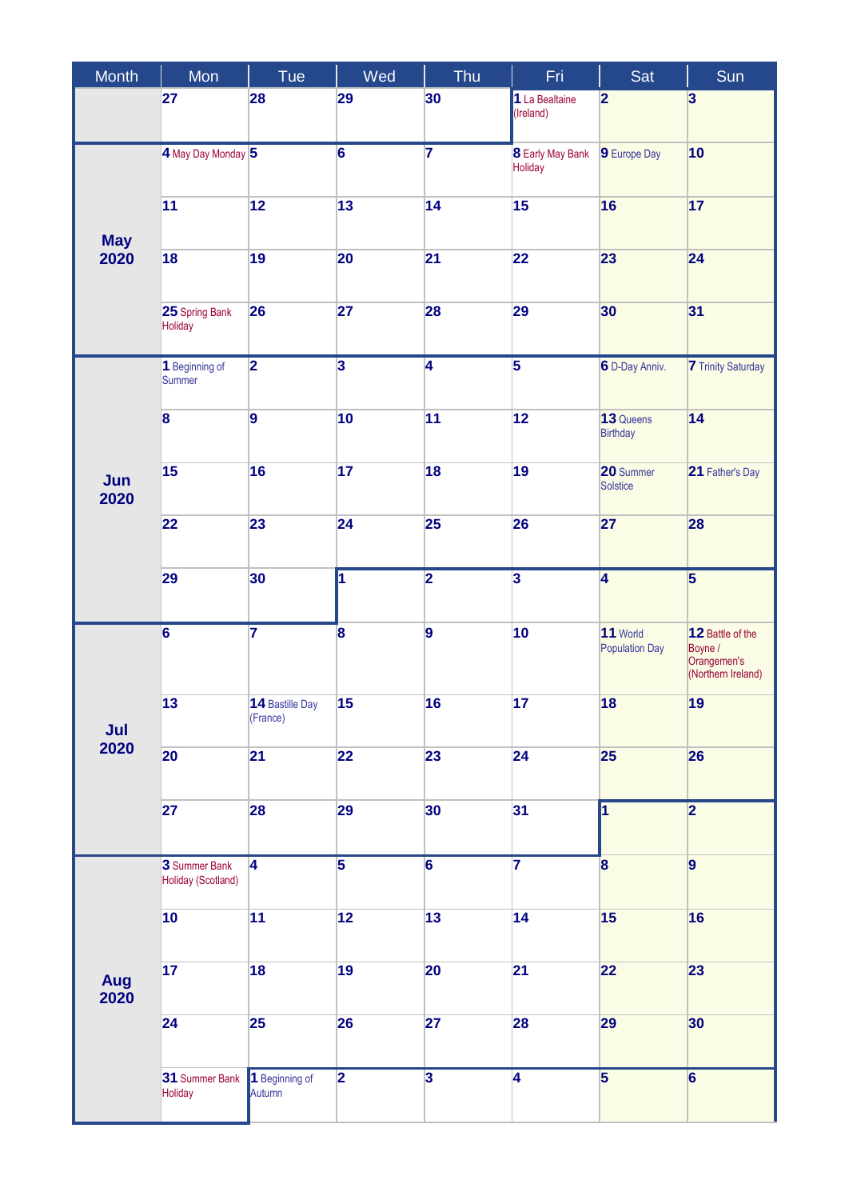| Month | Mon | Tue | Wed | Thu | Fri | Sat | Sun |
|---|---|---|---|---|---|---|---|
| | 27 | 28 | 29 | 30 | 1 La Bealtaine (Ireland) | 2 | 3 |
| May 2020 | 4 May Day Monday | 5 | 6 | 7 | 8 Early May Bank Holiday | 9 Europe Day | 10 |
| | 11 | 12 | 13 | 14 | 15 | 16 | 17 |
| | 18 | 19 | 20 | 21 | 22 | 23 | 24 |
| | 25 Spring Bank Holiday | 26 | 27 | 28 | 29 | 30 | 31 |
| Jun 2020 | 1 Beginning of Summer | 2 | 3 | 4 | 5 | 6 D-Day Anniv. | 7 Trinity Saturday |
| | 8 | 9 | 10 | 11 | 12 | 13 Queens Birthday | 14 |
| | 15 | 16 | 17 | 18 | 19 | 20 Summer Solstice | 21 Father's Day |
| | 22 | 23 | 24 | 25 | 26 | 27 | 28 |
| | 29 | 30 | 1 | 2 | 3 | 4 | 5 |
| Jul 2020 | 6 | 7 | 8 | 9 | 10 | 11 World Population Day | 12 Battle of the Boyne / Orangemen's (Northern Ireland) |
| | 13 | 14 Bastille Day (France) | 15 | 16 | 17 | 18 | 19 |
| | 20 | 21 | 22 | 23 | 24 | 25 | 26 |
| | 27 | 28 | 29 | 30 | 31 | 1 | 2 |
| Aug 2020 | 3 Summer Bank Holiday (Scotland) | 4 | 5 | 6 | 7 | 8 | 9 |
| | 10 | 11 | 12 | 13 | 14 | 15 | 16 |
| | 17 | 18 | 19 | 20 | 21 | 22 | 23 |
| | 24 | 25 | 26 | 27 | 28 | 29 | 30 |
| | 31 Summer Bank Holiday | 1 Beginning of Autumn | 2 | 3 | 4 | 5 | 6 |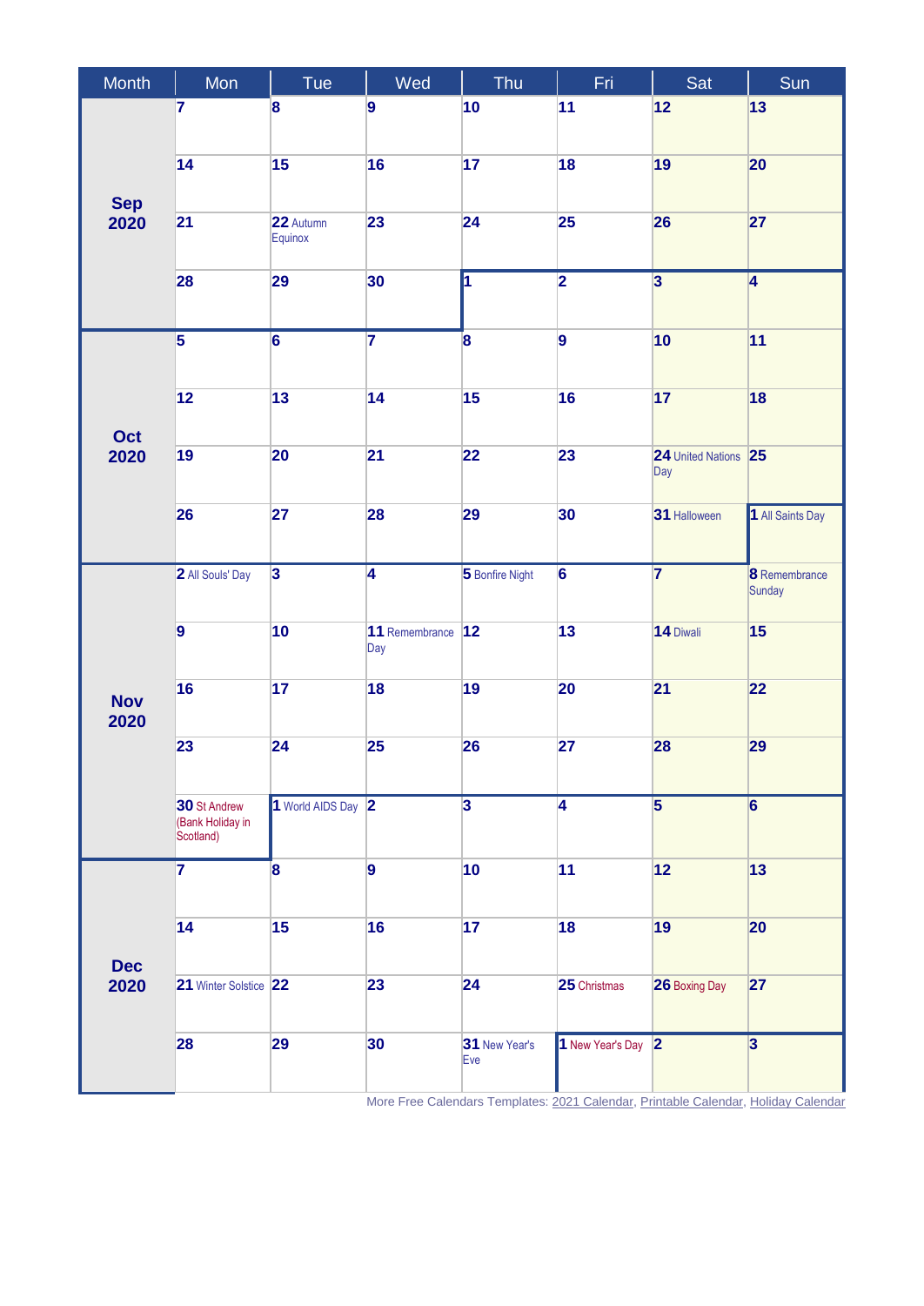| Month | Mon | Tue | Wed | Thu | Fri | Sat | Sun |
|---|---|---|---|---|---|---|---|
| **Sep 2020** | 7 | 8 | 9 | 10 | 11 | 12 | 13 |
| | 14 | 15 | 16 | 17 | 18 | 19 | 20 |
| | 21 | 22 Autumn Equinox | 23 | 24 | 25 | 26 | 27 |
| | 28 | 29 | 30 | 1 | 2 | 3 | 4 |
| **Oct 2020** | 5 | 6 | 7 | 8 | 9 | 10 | 11 |
| | 12 | 13 | 14 | 15 | 16 | 17 | 18 |
| | 19 | 20 | 21 | 22 | 23 | 24 United Nations Day | 25 |
| | 26 | 27 | 28 | 29 | 30 | 31 Halloween | 1 All Saints Day |
| **Nov 2020** | 2 All Souls' Day | 3 | 4 | 5 Bonfire Night | 6 | 7 | 8 Remembrance Sunday |
| | 9 | 10 | 11 Remembrance Day | 12 | 13 | 14 Diwali | 15 |
| | 16 | 17 | 18 | 19 | 20 | 21 | 22 |
| | 23 | 24 | 25 | 26 | 27 | 28 | 29 |
| | 30 St Andrew (Bank Holiday in Scotland) | 1 World AIDS Day | 2 | 3 | 4 | 5 | 6 |
| **Dec 2020** | 7 | 8 | 9 | 10 | 11 | 12 | 13 |
| | 14 | 15 | 16 | 17 | 18 | 19 | 20 |
| | 21 Winter Solstice | 22 | 23 | 24 | 25 Christmas | 26 Boxing Day | 27 |
| | 28 | 29 | 30 | 31 New Year's Eve | 1 New Year's Day | 2 | 3 |

More Free Calendars Templates: 2021 Calendar, Printable Calendar, Holiday Calendar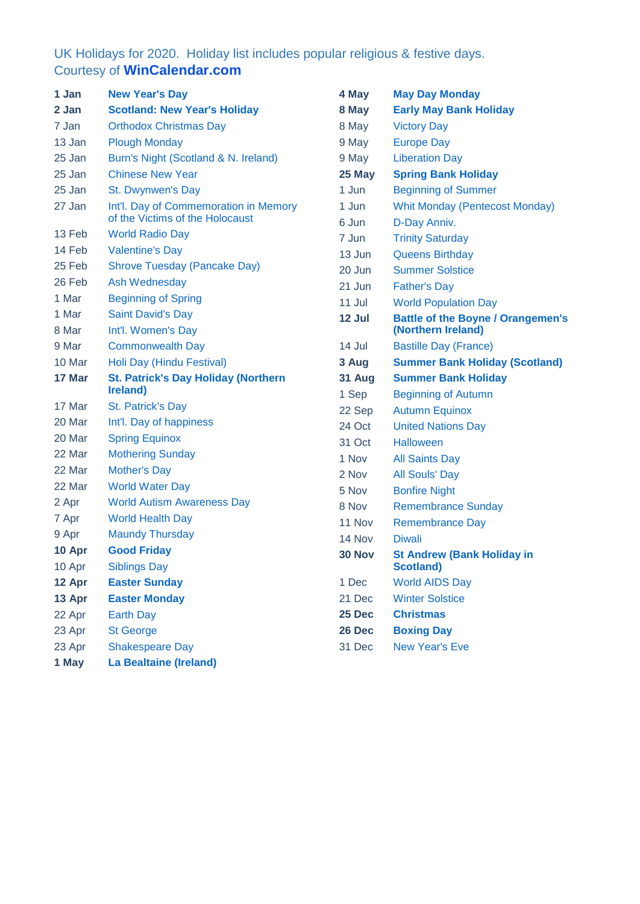UK Holidays for 2020. Holiday list includes popular religious & festive days.
Courtesy of **WinCalendar.com**

| | |
|---|---|
| **1 Jan** | **New Year's Day** |
| **2 Jan** | **Scotland: New Year's Holiday** |
| 7 Jan | Orthodox Christmas Day |
| 13 Jan | Plough Monday |
| 25 Jan | Burn's Night (Scotland & N. Ireland) |
| 25 Jan | Chinese New Year |
| 25 Jan | St. Dwynwen's Day |
| 27 Jan | Int'l. Day of Commemoration in Memory of the Victims of the Holocaust |
| 13 Feb | World Radio Day |
| 14 Feb | Valentine's Day |
| 25 Feb | Shrove Tuesday (Pancake Day) |
| 26 Feb | Ash Wednesday |
| 1 Mar | Beginning of Spring |
| 1 Mar | Saint David's Day |
| 8 Mar | Int'l. Women's Day |
| 9 Mar | Commonwealth Day |
| 10 Mar | Holi Day (Hindu Festival) |
| **17 Mar** | **St. Patrick's Day Holiday (Northern Ireland)** |
| 17 Mar | St. Patrick's Day |
| 20 Mar | Int'l. Day of happiness |
| 20 Mar | Spring Equinox |
| 22 Mar | Mothering Sunday |
| 22 Mar | Mother's Day |
| 22 Mar | World Water Day |
| 2 Apr | World Autism Awareness Day |
| 7 Apr | World Health Day |
| 9 Apr | Maundy Thursday |
| **10 Apr** | **Good Friday** |
| 10 Apr | Siblings Day |
| **12 Apr** | **Easter Sunday** |
| **13 Apr** | **Easter Monday** |
| 22 Apr | Earth Day |
| 23 Apr | St George |
| 23 Apr | Shakespeare Day |
| **1 May** | **La Bealtaine (Ireland)** |
| **4 May** | **May Day Monday** |
| **8 May** | **Early May Bank Holiday** |
| 8 May | Victory Day |
| 9 May | Europe Day |
| 9 May | Liberation Day |
| **25 May** | **Spring Bank Holiday** |
| 1 Jun | Beginning of Summer |
| 1 Jun | Whit Monday (Pentecost Monday) |
| 6 Jun | D-Day Anniv. |
| 7 Jun | Trinity Saturday |
| 13 Jun | Queens Birthday |
| 20 Jun | Summer Solstice |
| 21 Jun | Father's Day |
| 11 Jul | World Population Day |
| **12 Jul** | **Battle of the Boyne / Orangemen's (Northern Ireland)** |
| 14 Jul | Bastille Day (France) |
| **3 Aug** | **Summer Bank Holiday (Scotland)** |
| **31 Aug** | **Summer Bank Holiday** |
| 1 Sep | Beginning of Autumn |
| 22 Sep | Autumn Equinox |
| 24 Oct | United Nations Day |
| 31 Oct | Halloween |
| 1 Nov | All Saints Day |
| 2 Nov | All Souls' Day |
| 5 Nov | Bonfire Night |
| 8 Nov | Remembrance Sunday |
| 11 Nov | Remembrance Day |
| 14 Nov | Diwali |
| **30 Nov** | **St Andrew (Bank Holiday in Scotland)** |
| 1 Dec | World AIDS Day |
| 21 Dec | Winter Solstice |
| **25 Dec** | **Christmas** |
| **26 Dec** | **Boxing Day** |
| 31 Dec | New Year's Eve |